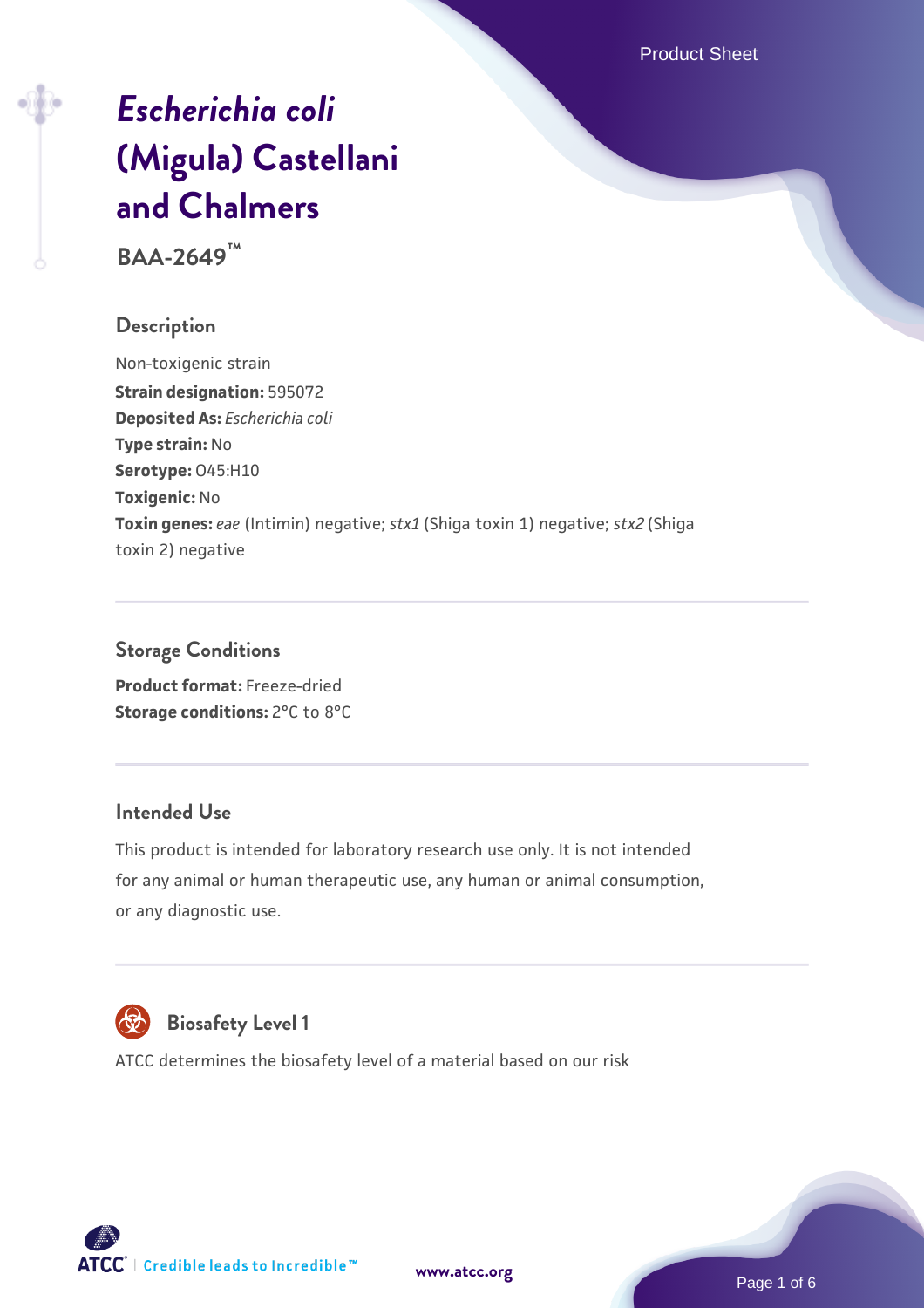# *Escherichia coli* (Migula) Castellani and Chalmers

**BAA-2649™**

## Description

Non-toxigenic strain

**Strain designation:** 595072

**Deposited As:** *Escherichia coli*

**Type strain:** No

**Serotype:** O45:H10

**Toxigenic:** No

**Toxin genes:** *eae* (Intimin) negative; *stx1* (Shiga toxin 1) negative; *stx2* (Shiga toxin 2) negative

## Storage Conditions

**Product format:** Freeze-dried

**Storage conditions:** 2°C to 8°C

## Intended Use

This product is intended for laboratory research use only. It is not intended for any animal or human therapeutic use, any human or animal consumption, or any diagnostic use.

## Biosafety Level 1

ATCC determines the biosafety level of a material based on our risk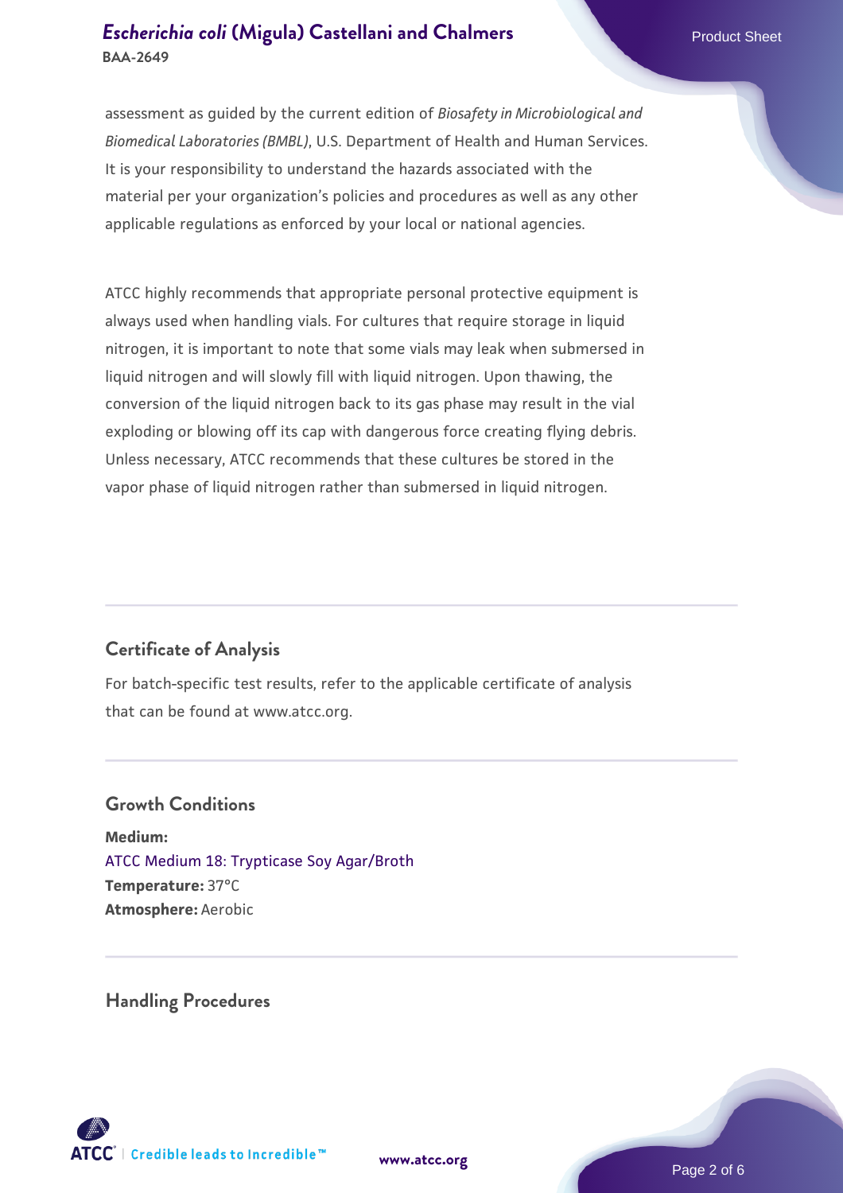assessment as guided by the current edition of *Biosafety in Microbiological and Biomedical Laboratories (BMBL)*, U.S. Department of Health and Human Services. It is your responsibility to understand the hazards associated with the material per your organization's policies and procedures as well as any other applicable regulations as enforced by your local or national agencies.

ATCC highly recommends that appropriate personal protective equipment is always used when handling vials. For cultures that require storage in liquid nitrogen, it is important to note that some vials may leak when submersed in liquid nitrogen and will slowly fill with liquid nitrogen. Upon thawing, the conversion of the liquid nitrogen back to its gas phase may result in the vial exploding or blowing off its cap with dangerous force creating flying debris. Unless necessary, ATCC recommends that these cultures be stored in the vapor phase of liquid nitrogen rather than submersed in liquid nitrogen.

## Certificate of Analysis

For batch-specific test results, refer to the applicable certificate of analysis that can be found at www.atcc.org.

## Growth Conditions

**Medium:**
ATCC Medium 18: Trypticase Soy Agar/Broth
**Temperature:** 37°C
**Atmosphere:** Aerobic

## Handling Procedures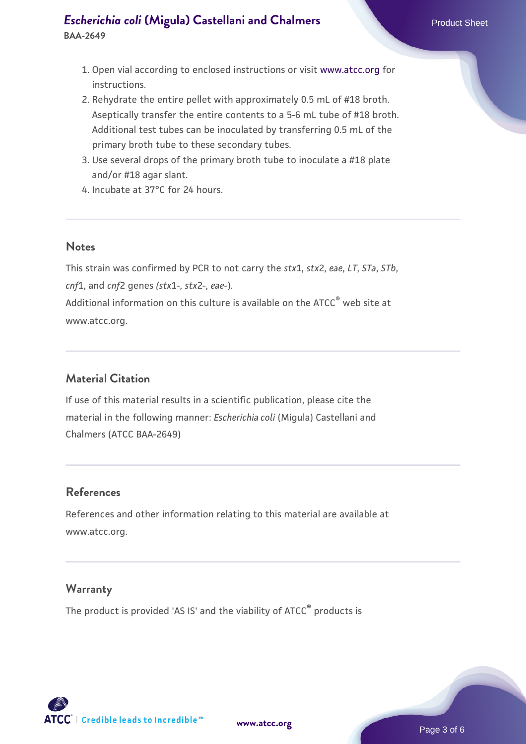1. Open vial according to enclosed instructions or visit www.atcc.org for instructions.
2. Rehydrate the entire pellet with approximately 0.5 mL of #18 broth. Aseptically transfer the entire contents to a 5-6 mL tube of #18 broth. Additional test tubes can be inoculated by transferring 0.5 mL of the primary broth tube to these secondary tubes.
3. Use several drops of the primary broth tube to inoculate a #18 plate and/or #18 agar slant.
4. Incubate at 37°C for 24 hours.

## Notes

This strain was confirmed by PCR to not carry the *stx*1, *stx*2, *eae*, *LT*, *STa*, *STb*, *cnf*1, and *cnf*2 genes *(stx*1-, *stx*2-, *eae*-).

Additional information on this culture is available on the ATCC® web site at www.atcc.org.

## Material Citation

If use of this material results in a scientific publication, please cite the material in the following manner: *Escherichia coli* (Migula) Castellani and Chalmers (ATCC BAA-2649)

## References

References and other information relating to this material are available at www.atcc.org.

## Warranty

The product is provided 'AS IS' and the viability of ATCC® products is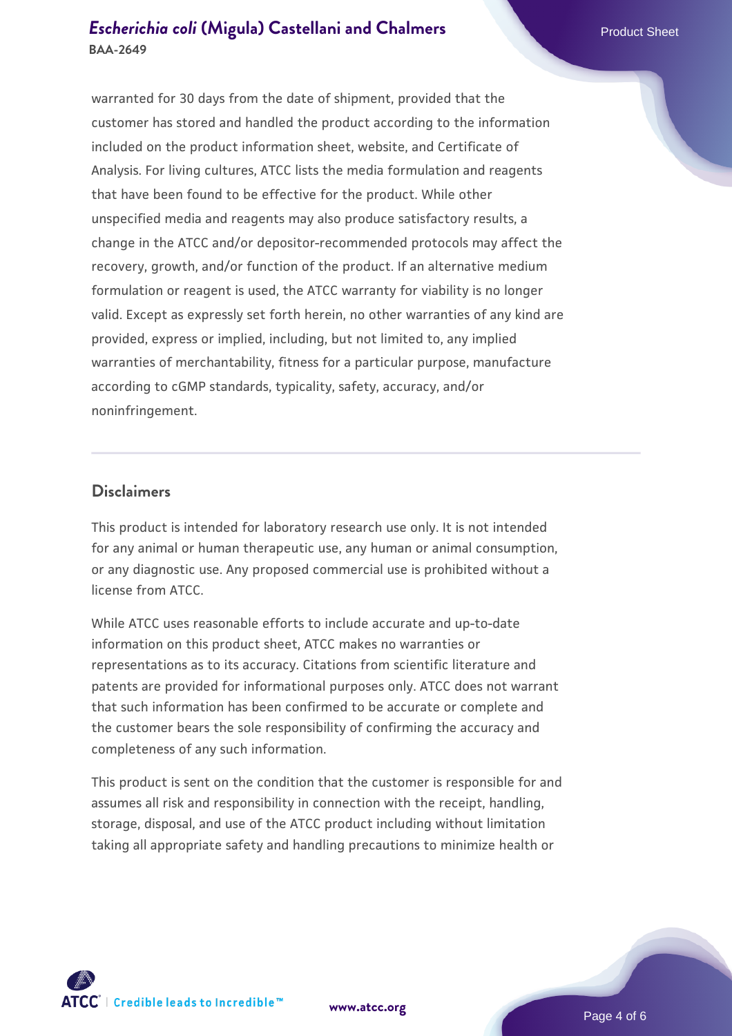warranted for 30 days from the date of shipment, provided that the customer has stored and handled the product according to the information included on the product information sheet, website, and Certificate of Analysis. For living cultures, ATCC lists the media formulation and reagents that have been found to be effective for the product. While other unspecified media and reagents may also produce satisfactory results, a change in the ATCC and/or depositor-recommended protocols may affect the recovery, growth, and/or function of the product. If an alternative medium formulation or reagent is used, the ATCC warranty for viability is no longer valid. Except as expressly set forth herein, no other warranties of any kind are provided, express or implied, including, but not limited to, any implied warranties of merchantability, fitness for a particular purpose, manufacture according to cGMP standards, typicality, safety, accuracy, and/or noninfringement.

## Disclaimers

This product is intended for laboratory research use only. It is not intended for any animal or human therapeutic use, any human or animal consumption, or any diagnostic use. Any proposed commercial use is prohibited without a license from ATCC.

While ATCC uses reasonable efforts to include accurate and up-to-date information on this product sheet, ATCC makes no warranties or representations as to its accuracy. Citations from scientific literature and patents are provided for informational purposes only. ATCC does not warrant that such information has been confirmed to be accurate or complete and the customer bears the sole responsibility of confirming the accuracy and completeness of any such information.

This product is sent on the condition that the customer is responsible for and assumes all risk and responsibility in connection with the receipt, handling, storage, disposal, and use of the ATCC product including without limitation taking all appropriate safety and handling precautions to minimize health or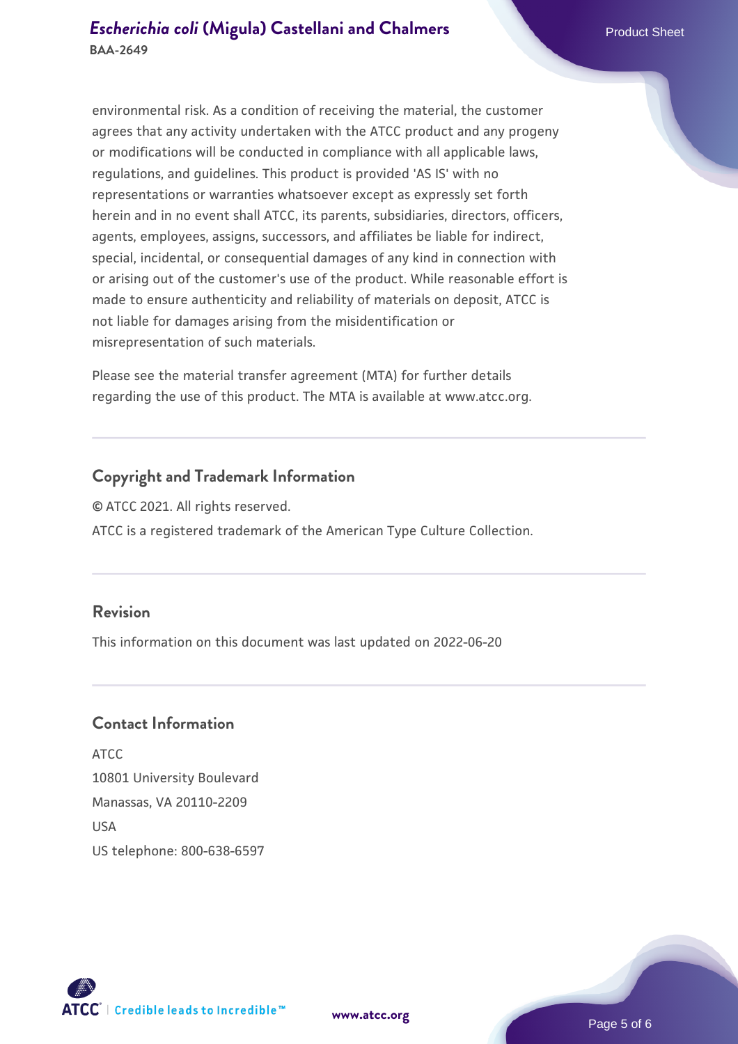environmental risk. As a condition of receiving the material, the customer agrees that any activity undertaken with the ATCC product and any progeny or modifications will be conducted in compliance with all applicable laws, regulations, and guidelines. This product is provided 'AS IS' with no representations or warranties whatsoever except as expressly set forth herein and in no event shall ATCC, its parents, subsidiaries, directors, officers, agents, employees, assigns, successors, and affiliates be liable for indirect, special, incidental, or consequential damages of any kind in connection with or arising out of the customer's use of the product. While reasonable effort is made to ensure authenticity and reliability of materials on deposit, ATCC is not liable for damages arising from the misidentification or misrepresentation of such materials.

Please see the material transfer agreement (MTA) for further details regarding the use of this product. The MTA is available at www.atcc.org.

## Copyright and Trademark Information

© ATCC 2021. All rights reserved.

ATCC is a registered trademark of the American Type Culture Collection.

## Revision

This information on this document was last updated on 2022-06-20

## Contact Information

ATCC
10801 University Boulevard
Manassas, VA 20110-2209
USA
US telephone: 800-638-6597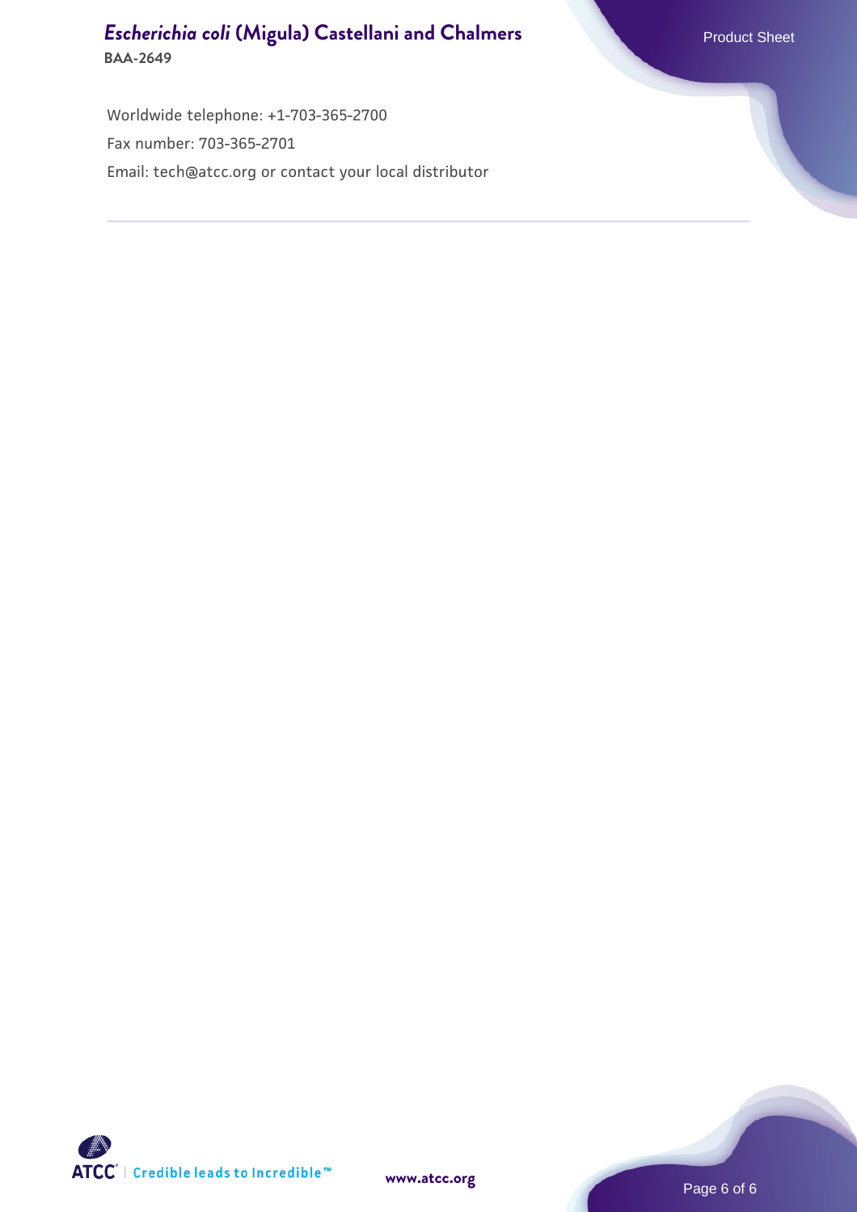Worldwide telephone: +1-703-365-2700

Fax number: 703-365-2701

Email: tech@atcc.org or contact your local distributor